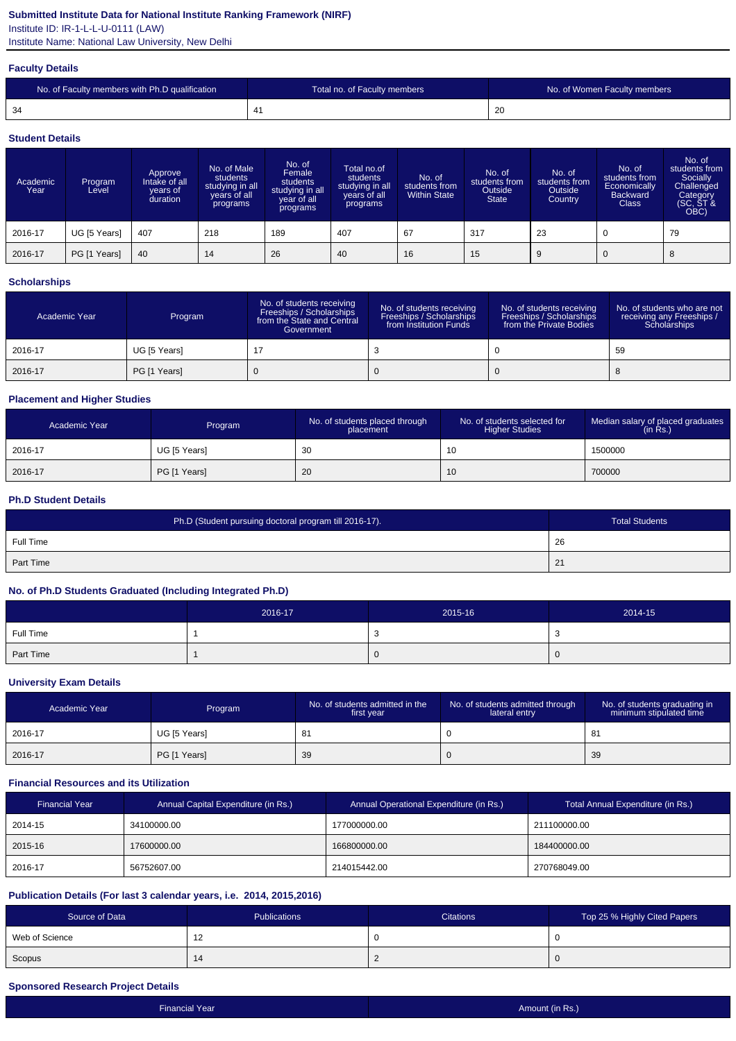**Submitted Institute Data for National Institute Ranking Framework (NIRF)**

Institute ID: IR-1-L-L-U-0111 (LAW)

Institute Name: National Law University, New Delhi

### Faculty Details

| No. of Faculty members with Ph.D qualification | Total no. of Faculty members | No. of Women Faculty members |
|---|---|---|
| 34 | 41 | 20 |

### Student Details

| Academic Year | Program Level | Approve Intake of all years of duration | No. of Male students studying in all years of all programs | No. of Female students studying in all year of all programs | Total no.of students studying in all years of all programs | No. of students from Within State | No. of students from Outside State | No. of students from Outside Country | No. of students from Economically Backward Class | No. of students from Socially Challenged Category (SC, ST & OBC) |
|---|---|---|---|---|---|---|---|---|---|---|
| 2016-17 | UG [5 Years] | 407 | 218 | 189 | 407 | 67 | 317 | 23 | 0 | 79 |
| 2016-17 | PG [1 Years] | 40 | 14 | 26 | 40 | 16 | 15 | 9 | 0 | 8 |

### Scholarships

| Academic Year | Program | No. of students receiving Freeships / Scholarships from the State and Central Government | No. of students receiving Freeships / Scholarships from Institution Funds | No. of students receiving Freeships / Scholarships from the Private Bodies | No. of students who are not receiving any Freeships / Scholarships |
|---|---|---|---|---|---|
| 2016-17 | UG [5 Years] | 17 | 3 | 0 | 59 |
| 2016-17 | PG [1 Years] | 0 | 0 | 0 | 8 |

### Placement and Higher Studies

| Academic Year | Program | No. of students placed through placement | No. of students selected for Higher Studies | Median salary of placed graduates (in Rs.) |
|---|---|---|---|---|
| 2016-17 | UG [5 Years] | 30 | 10 | 1500000 |
| 2016-17 | PG [1 Years] | 20 | 10 | 700000 |

### Ph.D Student Details

| Ph.D (Student pursuing doctoral program till 2016-17). | Total Students |
|---|---|
| Full Time | 26 |
| Part Time | 21 |

### No. of Ph.D Students Graduated (Including Integrated Ph.D)

| | 2016-17 | 2015-16 | 2014-15 |
|---|---|---|---|
| Full Time | 1 | 3 | 3 |
| Part Time | 1 | 0 | 0 |

### University Exam Details

| Academic Year | Program | No. of students admitted in the first year | No. of students admitted through lateral entry | No. of students graduating in minimum stipulated time |
|---|---|---|---|---|
| 2016-17 | UG [5 Years] | 81 | 0 | 81 |
| 2016-17 | PG [1 Years] | 39 | 0 | 39 |

### Financial Resources and its Utilization

| Financial Year | Annual Capital Expenditure (in Rs.) | Annual Operational Expenditure (in Rs.) | Total Annual Expenditure (in Rs.) |
|---|---|---|---|
| 2014-15 | 34100000.00 | 177000000.00 | 211100000.00 |
| 2015-16 | 17600000.00 | 166800000.00 | 184400000.00 |
| 2016-17 | 56752607.00 | 214015442.00 | 270768049.00 |

### Publication Details (For last 3 calendar years, i.e. 2014, 2015,2016)

| Source of Data | Publications | Citations | Top 25 % Highly Cited Papers |
|---|---|---|---|
| Web of Science | 12 | 0 | 0 |
| Scopus | 14 | 2 | 0 |

### Sponsored Research Project Details

| Financial Year | Amount (in Rs.) |
|---|---|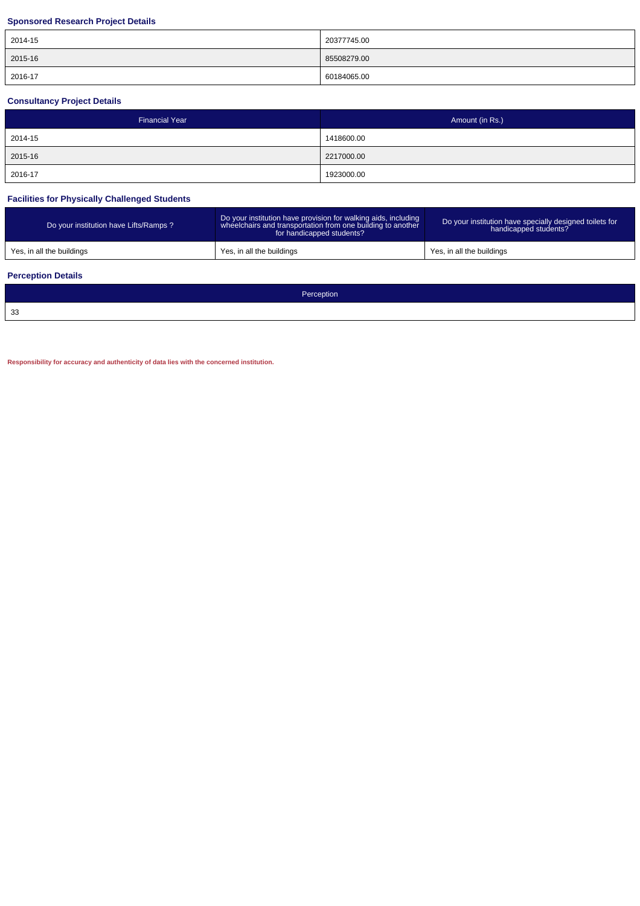### Sponsored Research Project Details

| | |
|---|---|
| 2014-15 | 20377745.00 |
| 2015-16 | 85508279.00 |
| 2016-17 | 60184065.00 |

### Consultancy Project Details

| Financial Year | Amount (in Rs.) |
|---|---|
| 2014-15 | 1418600.00 |
| 2015-16 | 2217000.00 |
| 2016-17 | 1923000.00 |

### Facilities for Physically Challenged Students

| Do your institution have Lifts/Ramps ? | Do your institution have provision for walking aids, including wheelchairs and transportation from one building to another for handicapped students? | Do your institution have specially designed toilets for handicapped students? |
|---|---|---|
| Yes, in all the buildings | Yes, in all the buildings | Yes, in all the buildings |

### Perception Details

| Perception |
|---|
| 33 |

**Responsibility for accuracy and authenticity of data lies with the concerned institution.**